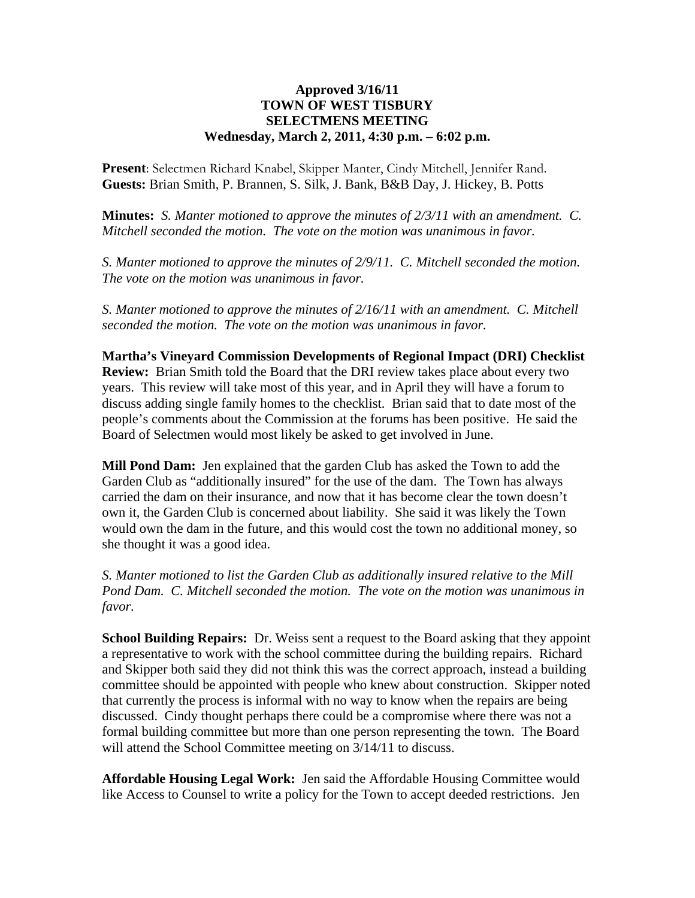**Approved 3/16/11**
**TOWN OF WEST TISBURY**
**SELECTMENS MEETING**
**Wednesday, March 2, 2011, 4:30 p.m. – 6:02 p.m.**

**Present**: Selectmen Richard Knabel, Skipper Manter, Cindy Mitchell, Jennifer Rand.
**Guests:** Brian Smith, P. Brannen, S. Silk, J. Bank, B&B Day, J. Hickey, B. Potts

**Minutes:** *S. Manter motioned to approve the minutes of 2/3/11 with an amendment. C. Mitchell seconded the motion. The vote on the motion was unanimous in favor.*

*S. Manter motioned to approve the minutes of 2/9/11. C. Mitchell seconded the motion. The vote on the motion was unanimous in favor.*

*S. Manter motioned to approve the minutes of 2/16/11 with an amendment. C. Mitchell seconded the motion. The vote on the motion was unanimous in favor.*

**Martha's Vineyard Commission Developments of Regional Impact (DRI) Checklist Review:** Brian Smith told the Board that the DRI review takes place about every two years. This review will take most of this year, and in April they will have a forum to discuss adding single family homes to the checklist. Brian said that to date most of the people's comments about the Commission at the forums has been positive. He said the Board of Selectmen would most likely be asked to get involved in June.

**Mill Pond Dam:** Jen explained that the garden Club has asked the Town to add the Garden Club as "additionally insured" for the use of the dam. The Town has always carried the dam on their insurance, and now that it has become clear the town doesn't own it, the Garden Club is concerned about liability. She said it was likely the Town would own the dam in the future, and this would cost the town no additional money, so she thought it was a good idea.

*S. Manter motioned to list the Garden Club as additionally insured relative to the Mill Pond Dam. C. Mitchell seconded the motion. The vote on the motion was unanimous in favor.*

**School Building Repairs:** Dr. Weiss sent a request to the Board asking that they appoint a representative to work with the school committee during the building repairs. Richard and Skipper both said they did not think this was the correct approach, instead a building committee should be appointed with people who knew about construction. Skipper noted that currently the process is informal with no way to know when the repairs are being discussed. Cindy thought perhaps there could be a compromise where there was not a formal building committee but more than one person representing the town. The Board will attend the School Committee meeting on 3/14/11 to discuss.

**Affordable Housing Legal Work:** Jen said the Affordable Housing Committee would like Access to Counsel to write a policy for the Town to accept deeded restrictions. Jen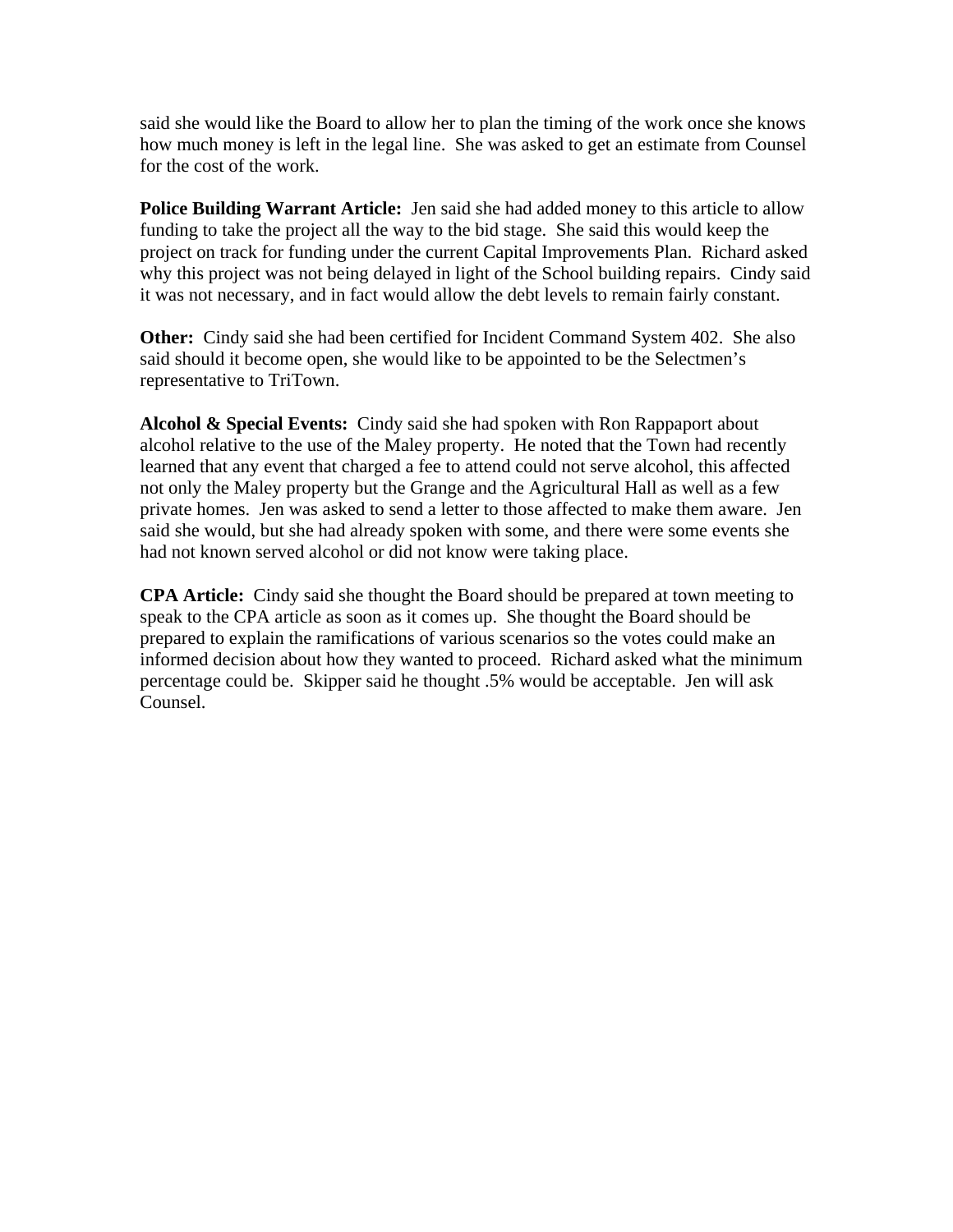said she would like the Board to allow her to plan the timing of the work once she knows how much money is left in the legal line. She was asked to get an estimate from Counsel for the cost of the work.

**Police Building Warrant Article:** Jen said she had added money to this article to allow funding to take the project all the way to the bid stage. She said this would keep the project on track for funding under the current Capital Improvements Plan. Richard asked why this project was not being delayed in light of the School building repairs. Cindy said it was not necessary, and in fact would allow the debt levels to remain fairly constant.

**Other:** Cindy said she had been certified for Incident Command System 402. She also said should it become open, she would like to be appointed to be the Selectmen's representative to TriTown.

**Alcohol & Special Events:** Cindy said she had spoken with Ron Rappaport about alcohol relative to the use of the Maley property. He noted that the Town had recently learned that any event that charged a fee to attend could not serve alcohol, this affected not only the Maley property but the Grange and the Agricultural Hall as well as a few private homes. Jen was asked to send a letter to those affected to make them aware. Jen said she would, but she had already spoken with some, and there were some events she had not known served alcohol or did not know were taking place.

**CPA Article:** Cindy said she thought the Board should be prepared at town meeting to speak to the CPA article as soon as it comes up. She thought the Board should be prepared to explain the ramifications of various scenarios so the votes could make an informed decision about how they wanted to proceed. Richard asked what the minimum percentage could be. Skipper said he thought .5% would be acceptable. Jen will ask Counsel.